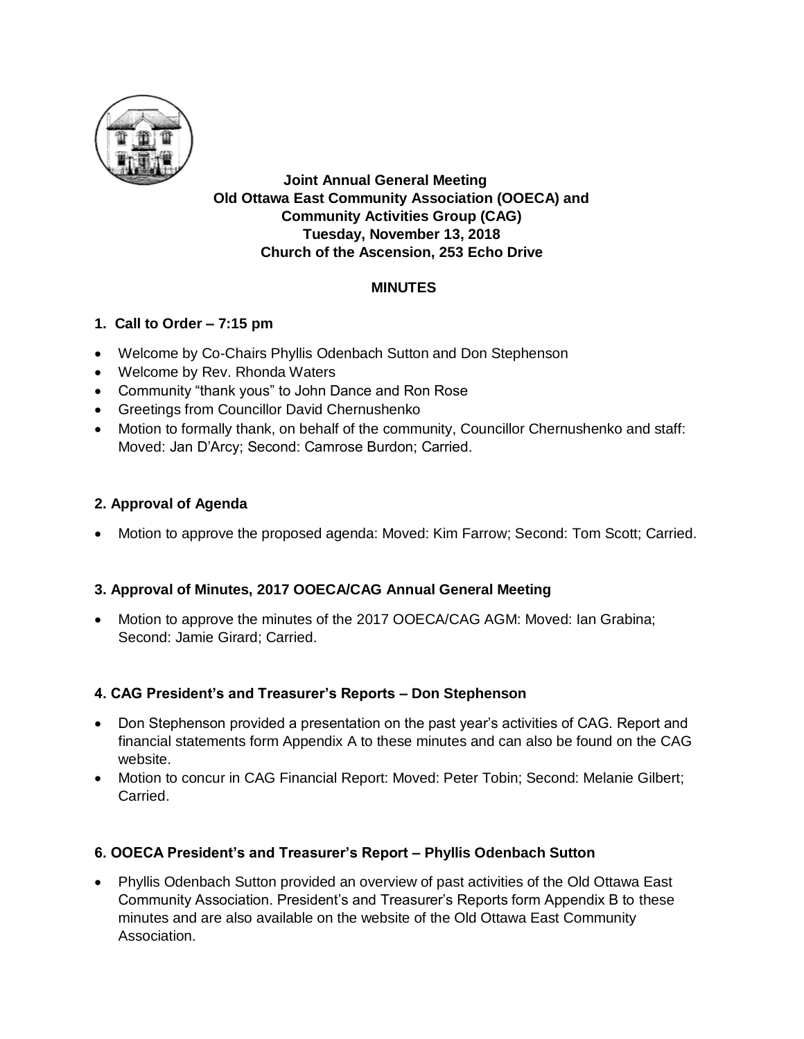**Joint Annual General Meeting**
**Old Ottawa East Community Association (OOECA) and**
**Community Activities Group (CAG)**
**Tuesday, November 13, 2018**
**Church of the Ascension, 253 Echo Drive**

## MINUTES

### 1. Call to Order – 7:15 pm

- Welcome by Co-Chairs Phyllis Odenbach Sutton and Don Stephenson
- Welcome by Rev. Rhonda Waters
- Community "thank yous" to John Dance and Ron Rose
- Greetings from Councillor David Chernushenko
- Motion to formally thank, on behalf of the community, Councillor Chernushenko and staff: Moved: Jan D'Arcy; Second: Camrose Burdon; Carried.

### 2. Approval of Agenda

- Motion to approve the proposed agenda: Moved: Kim Farrow; Second: Tom Scott; Carried.

### 3. Approval of Minutes, 2017 OOECA/CAG Annual General Meeting

- Motion to approve the minutes of the 2017 OOECA/CAG AGM: Moved: Ian Grabina; Second: Jamie Girard; Carried.

### 4. CAG President's and Treasurer's Reports – Don Stephenson

- Don Stephenson provided a presentation on the past year's activities of CAG. Report and financial statements form Appendix A to these minutes and can also be found on the CAG website.
- Motion to concur in CAG Financial Report: Moved: Peter Tobin; Second: Melanie Gilbert; Carried.

### 6. OOECA President's and Treasurer's Report – Phyllis Odenbach Sutton

- Phyllis Odenbach Sutton provided an overview of past activities of the Old Ottawa East Community Association. President's and Treasurer's Reports form Appendix B to these minutes and are also available on the website of the Old Ottawa East Community Association.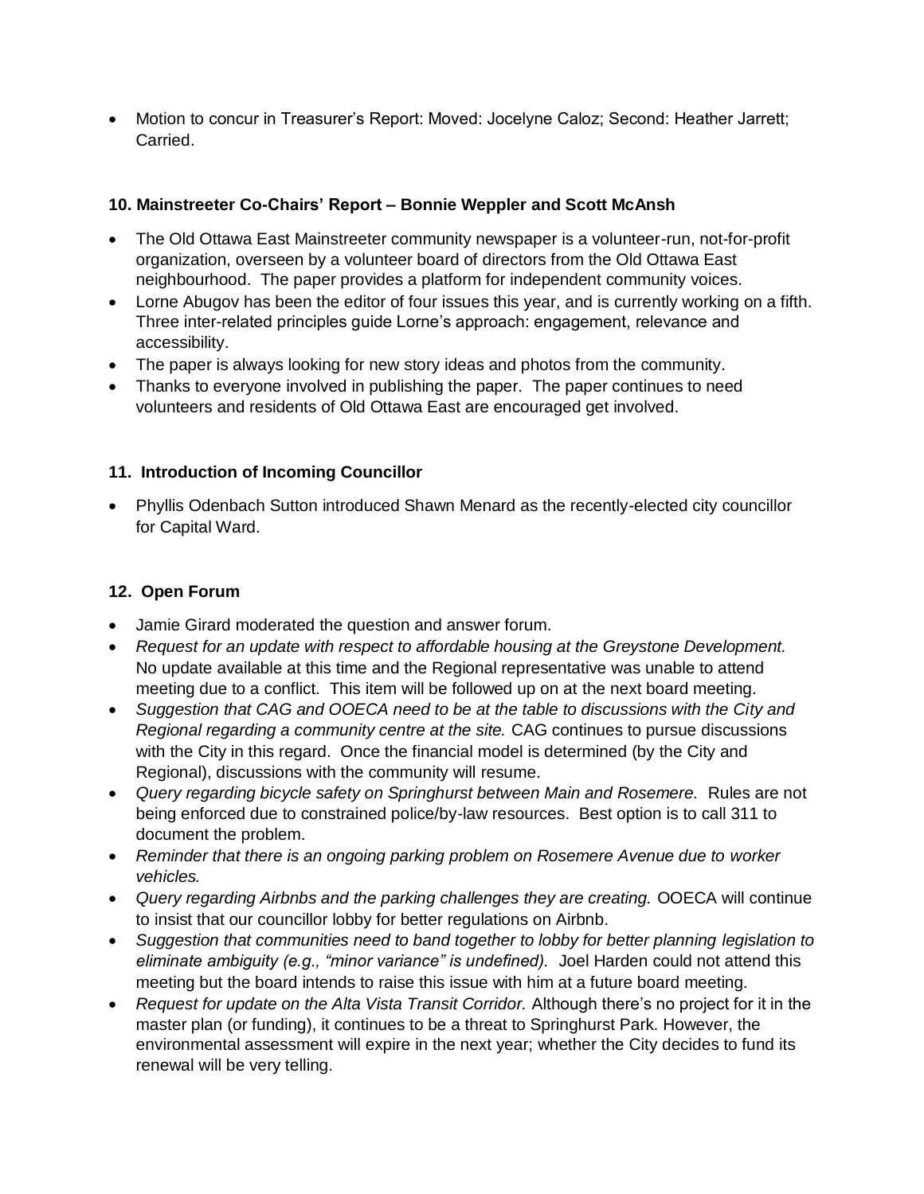- Motion to concur in Treasurer's Report: Moved: Jocelyne Caloz; Second: Heather Jarrett; Carried.

### 10. Mainstreeter Co-Chairs' Report – Bonnie Weppler and Scott McAnsh

- The Old Ottawa East Mainstreeter community newspaper is a volunteer-run, not-for-profit organization, overseen by a volunteer board of directors from the Old Ottawa East neighbourhood. The paper provides a platform for independent community voices.
- Lorne Abugov has been the editor of four issues this year, and is currently working on a fifth. Three inter-related principles guide Lorne's approach: engagement, relevance and accessibility.
- The paper is always looking for new story ideas and photos from the community.
- Thanks to everyone involved in publishing the paper. The paper continues to need volunteers and residents of Old Ottawa East are encouraged get involved.

### 11. Introduction of Incoming Councillor

- Phyllis Odenbach Sutton introduced Shawn Menard as the recently-elected city councillor for Capital Ward.

### 12. Open Forum

- Jamie Girard moderated the question and answer forum.
- *Request for an update with respect to affordable housing at the Greystone Development.* No update available at this time and the Regional representative was unable to attend meeting due to a conflict. This item will be followed up on at the next board meeting.
- *Suggestion that CAG and OOECA need to be at the table to discussions with the City and Regional regarding a community centre at the site.* CAG continues to pursue discussions with the City in this regard. Once the financial model is determined (by the City and Regional), discussions with the community will resume.
- *Query regarding bicycle safety on Springhurst between Main and Rosemere.* Rules are not being enforced due to constrained police/by-law resources. Best option is to call 311 to document the problem.
- *Reminder that there is an ongoing parking problem on Rosemere Avenue due to worker vehicles.*
- *Query regarding Airbnbs and the parking challenges they are creating.* OOECA will continue to insist that our councillor lobby for better regulations on Airbnb.
- *Suggestion that communities need to band together to lobby for better planning legislation to eliminate ambiguity (e.g., "minor variance" is undefined).* Joel Harden could not attend this meeting but the board intends to raise this issue with him at a future board meeting.
- *Request for update on the Alta Vista Transit Corridor.* Although there's no project for it in the master plan (or funding), it continues to be a threat to Springhurst Park. However, the environmental assessment will expire in the next year; whether the City decides to fund its renewal will be very telling.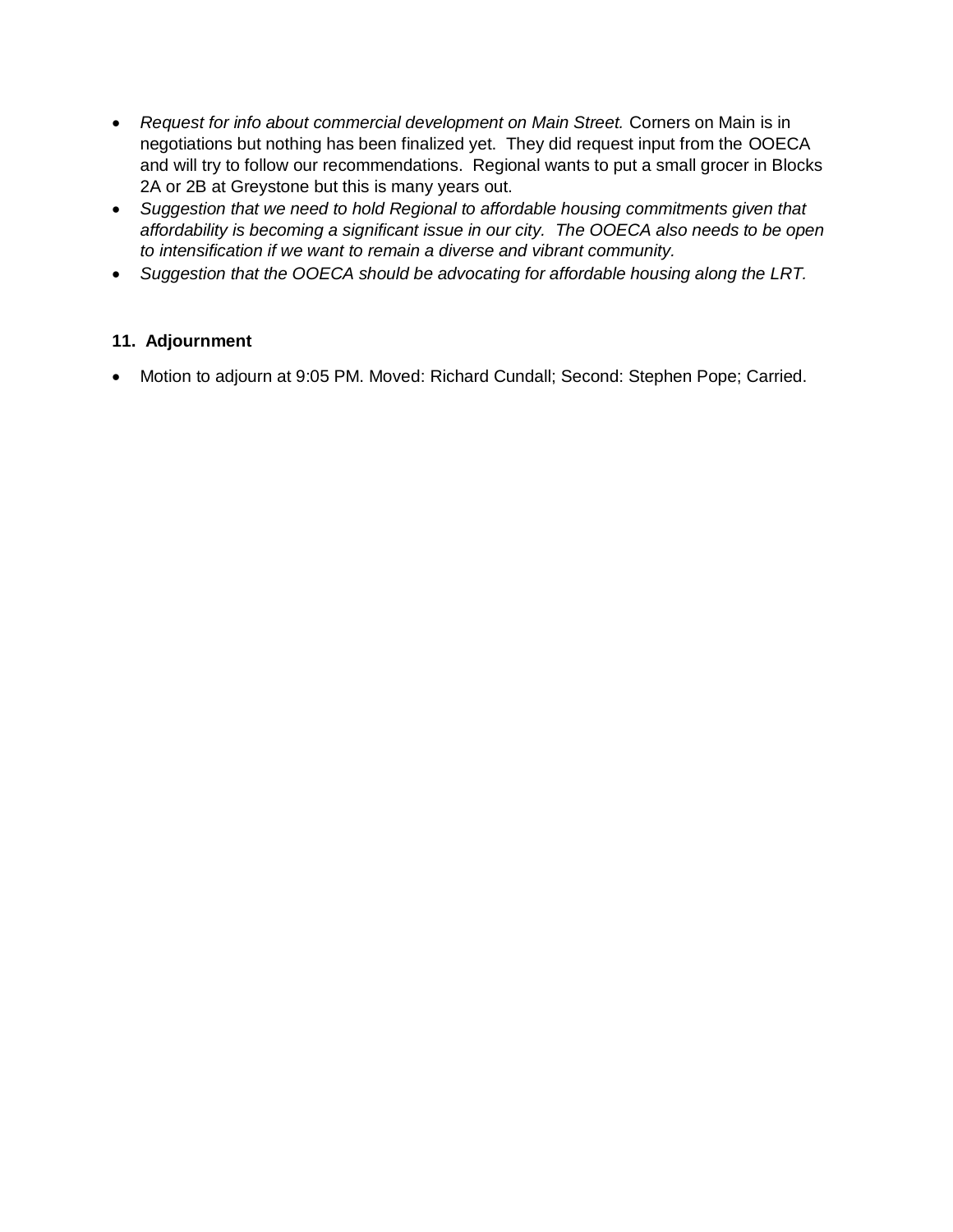- *Request for info about commercial development on Main Street.* Corners on Main is in negotiations but nothing has been finalized yet. They did request input from the OOECA and will try to follow our recommendations. Regional wants to put a small grocer in Blocks 2A or 2B at Greystone but this is many years out.
- *Suggestion that we need to hold Regional to affordable housing commitments given that affordability is becoming a significant issue in our city. The OOECA also needs to be open to intensification if we want to remain a diverse and vibrant community.*
- *Suggestion that the OOECA should be advocating for affordable housing along the LRT.*

**11. Adjournment**

- Motion to adjourn at 9:05 PM. Moved: Richard Cundall; Second: Stephen Pope; Carried.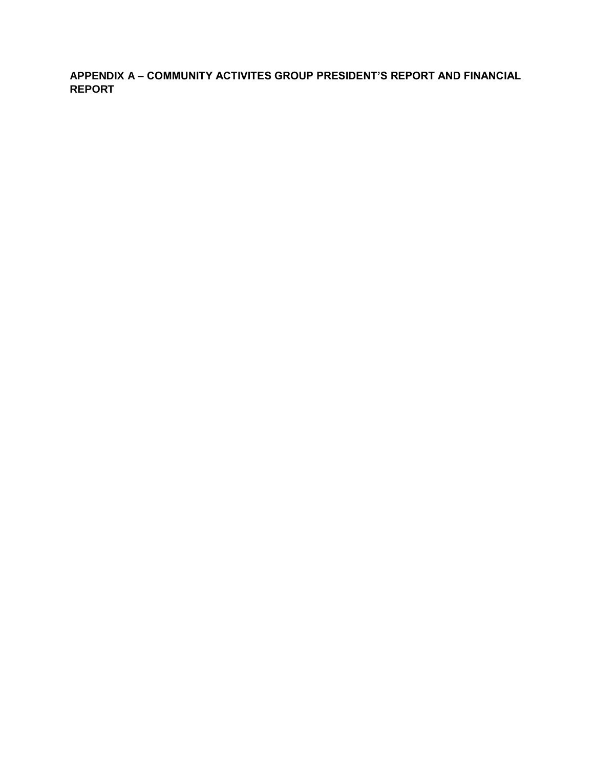## APPENDIX A – COMMUNITY ACTIVITES GROUP PRESIDENT’S REPORT AND FINANCIAL REPORT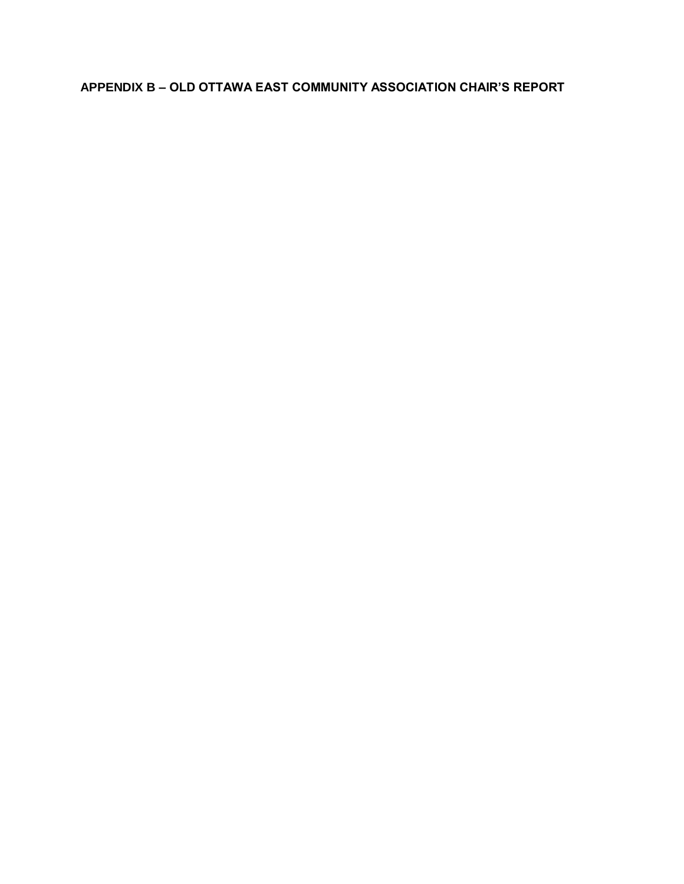## APPENDIX B – OLD OTTAWA EAST COMMUNITY ASSOCIATION CHAIR'S REPORT